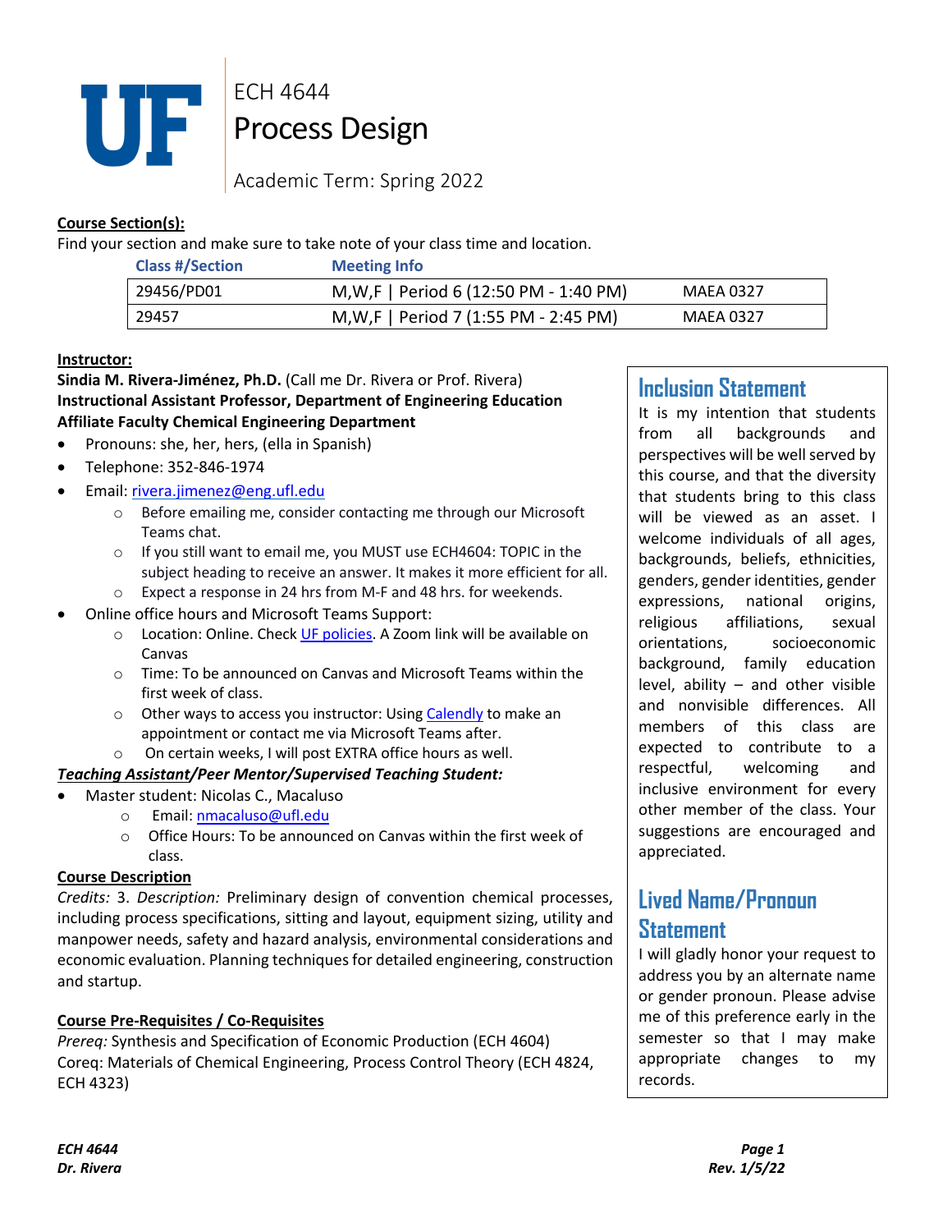# ECH 4644
# Process Design

Academic Term: Spring 2022

**Course Section(s):**

Find your section and make sure to take note of your class time and location.

| Class #/Section | Meeting Info | |
|---|---|---|
| 29456/PD01 | M,W,F \| Period 6 (12:50 PM - 1:40 PM) | MAEA 0327 |
| 29457 | M,W,F \| Period 7 (1:55 PM - 2:45 PM) | MAEA 0327 |

**Instructor:**

**Sindia M. Rivera-Jiménez, Ph.D.** (Call me Dr. Rivera or Prof. Rivera)
**Instructional Assistant Professor, Department of Engineering Education**
**Affiliate Faculty Chemical Engineering Department**

- Pronouns: she, her, hers, (ella in Spanish)
- Telephone: 352-846-1974
- Email: rivera.jimenez@eng.ufl.edu
  - Before emailing me, consider contacting me through our Microsoft Teams chat.
  - If you still want to email me, you MUST use ECH4604: TOPIC in the subject heading to receive an answer. It makes it more efficient for all.
  - Expect a response in 24 hrs from M-F and 48 hrs. for weekends.
- Online office hours and Microsoft Teams Support:
  - Location: Online. Check UF policies. A Zoom link will be available on Canvas
  - Time: To be announced on Canvas and Microsoft Teams within the first week of class.
  - Other ways to access you instructor: Using Calendly to make an appointment or contact me via Microsoft Teams after.
  - On certain weeks, I will post EXTRA office hours as well.

***Teaching Assistant/Peer Mentor/Supervised Teaching Student:***

- Master student: Nicolas C., Macaluso
  - Email: nmacaluso@ufl.edu
  - Office Hours: To be announced on Canvas within the first week of class.

**Course Description**

*Credits:* 3. *Description:* Preliminary design of convention chemical processes, including process specifications, sitting and layout, equipment sizing, utility and manpower needs, safety and hazard analysis, environmental considerations and economic evaluation. Planning techniques for detailed engineering, construction and startup.

**Course Pre-Requisites / Co-Requisites**

*Prereq:* Synthesis and Specification of Economic Production (ECH 4604)
Coreq: Materials of Chemical Engineering, Process Control Theory (ECH 4824, ECH 4323)

## Inclusion Statement

It is my intention that students from all backgrounds and perspectives will be well served by this course, and that the diversity that students bring to this class will be viewed as an asset. I welcome individuals of all ages, backgrounds, beliefs, ethnicities, genders, gender identities, gender expressions, national origins, religious affiliations, sexual orientations, socioeconomic background, family education level, ability – and other visible and nonvisible differences. All members of this class are expected to contribute to a respectful, welcoming and inclusive environment for every other member of the class. Your suggestions are encouraged and appreciated.

## Lived Name/Pronoun Statement

I will gladly honor your request to address you by an alternate name or gender pronoun. Please advise me of this preference early in the semester so that I may make appropriate changes to my records.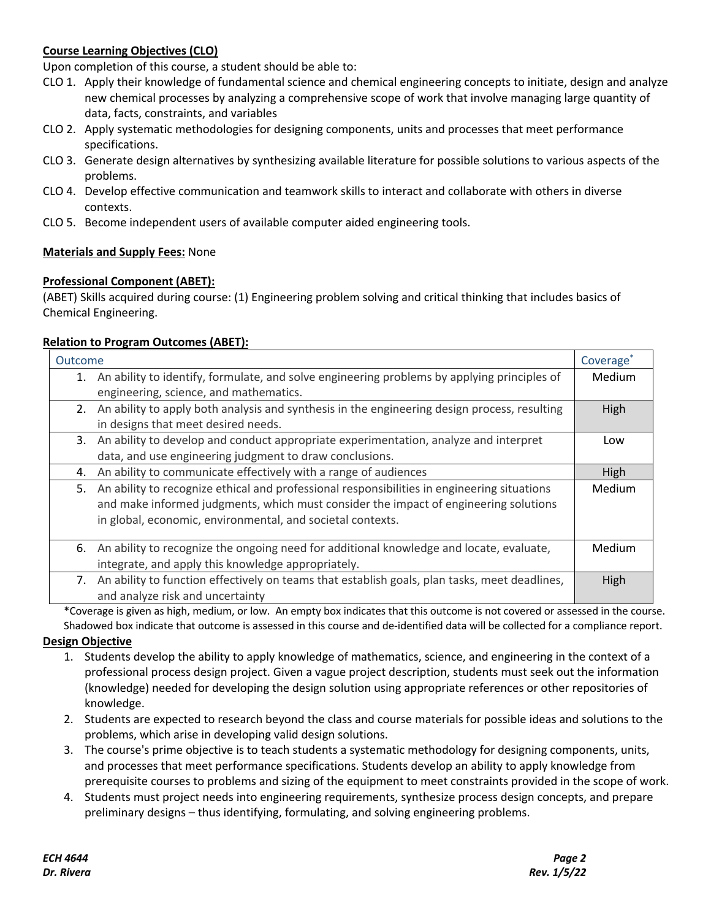**Course Learning Objectives (CLO)**

Upon completion of this course, a student should be able to:

- CLO 1. Apply their knowledge of fundamental science and chemical engineering concepts to initiate, design and analyze new chemical processes by analyzing a comprehensive scope of work that involve managing large quantity of data, facts, constraints, and variables
- CLO 2. Apply systematic methodologies for designing components, units and processes that meet performance specifications.
- CLO 3. Generate design alternatives by synthesizing available literature for possible solutions to various aspects of the problems.
- CLO 4. Develop effective communication and teamwork skills to interact and collaborate with others in diverse contexts.
- CLO 5. Become independent users of available computer aided engineering tools.

**Materials and Supply Fees:** None

**Professional Component (ABET):**

(ABET) Skills acquired during course: (1) Engineering problem solving and critical thinking that includes basics of Chemical Engineering.

**Relation to Program Outcomes (ABET):**

| Outcome | Coverage* |
|---|---|
| 1. An ability to identify, formulate, and solve engineering problems by applying principles of engineering, science, and mathematics. | Medium |
| 2. An ability to apply both analysis and synthesis in the engineering design process, resulting in designs that meet desired needs. | High |
| 3. An ability to develop and conduct appropriate experimentation, analyze and interpret data, and use engineering judgment to draw conclusions. | Low |
| 4. An ability to communicate effectively with a range of audiences | High |
| 5. An ability to recognize ethical and professional responsibilities in engineering situations and make informed judgments, which must consider the impact of engineering solutions in global, economic, environmental, and societal contexts. | Medium |
| 6. An ability to recognize the ongoing need for additional knowledge and locate, evaluate, integrate, and apply this knowledge appropriately. | Medium |
| 7. An ability to function effectively on teams that establish goals, plan tasks, meet deadlines, and analyze risk and uncertainty | High |

*Coverage is given as high, medium, or low. An empty box indicates that this outcome is not covered or assessed in the course. Shadowed box indicate that outcome is assessed in this course and de-identified data will be collected for a compliance report.

**Design Objective**

1. Students develop the ability to apply knowledge of mathematics, science, and engineering in the context of a professional process design project. Given a vague project description, students must seek out the information (knowledge) needed for developing the design solution using appropriate references or other repositories of knowledge.
2. Students are expected to research beyond the class and course materials for possible ideas and solutions to the problems, which arise in developing valid design solutions.
3. The course's prime objective is to teach students a systematic methodology for designing components, units, and processes that meet performance specifications. Students develop an ability to apply knowledge from prerequisite courses to problems and sizing of the equipment to meet constraints provided in the scope of work.
4. Students must project needs into engineering requirements, synthesize process design concepts, and prepare preliminary designs – thus identifying, formulating, and solving engineering problems.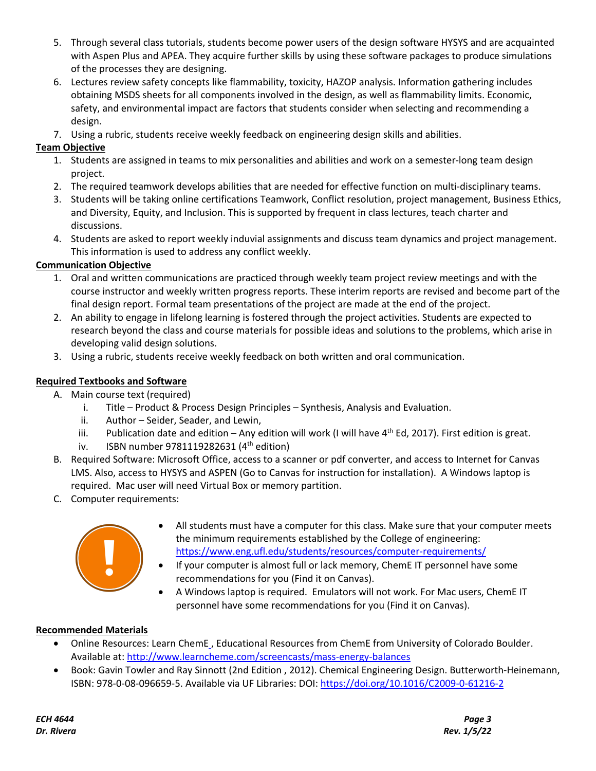5. Through several class tutorials, students become power users of the design software HYSYS and are acquainted with Aspen Plus and APEA. They acquire further skills by using these software packages to produce simulations of the processes they are designing.
6. Lectures review safety concepts like flammability, toxicity, HAZOP analysis. Information gathering includes obtaining MSDS sheets for all components involved in the design, as well as flammability limits. Economic, safety, and environmental impact are factors that students consider when selecting and recommending a design.
7. Using a rubric, students receive weekly feedback on engineering design skills and abilities.

**Team Objective**

1. Students are assigned in teams to mix personalities and abilities and work on a semester-long team design project.
2. The required teamwork develops abilities that are needed for effective function on multi-disciplinary teams.
3. Students will be taking online certifications Teamwork, Conflict resolution, project management, Business Ethics, and Diversity, Equity, and Inclusion. This is supported by frequent in class lectures, teach charter and discussions.
4. Students are asked to report weekly induvial assignments and discuss team dynamics and project management. This information is used to address any conflict weekly.

**Communication Objective**

1. Oral and written communications are practiced through weekly team project review meetings and with the course instructor and weekly written progress reports. These interim reports are revised and become part of the final design report. Formal team presentations of the project are made at the end of the project.
2. An ability to engage in lifelong learning is fostered through the project activities. Students are expected to research beyond the class and course materials for possible ideas and solutions to the problems, which arise in developing valid design solutions.
3. Using a rubric, students receive weekly feedback on both written and oral communication.

**Required Textbooks and Software**

A. Main course text (required)
   i. Title – Product & Process Design Principles – Synthesis, Analysis and Evaluation.
   ii. Author – Seider, Seader, and Lewin,
   iii. Publication date and edition – Any edition will work (I will have 4th Ed, 2017). First edition is great.
   iv. ISBN number 9781119282631 (4th edition)

B. Required Software: Microsoft Office, access to a scanner or pdf converter, and access to Internet for Canvas LMS. Also, access to HYSYS and ASPEN (Go to Canvas for instruction for installation). A Windows laptop is required. Mac user will need Virtual Box or memory partition.

C. Computer requirements:

- All students must have a computer for this class. Make sure that your computer meets the minimum requirements established by the College of engineering: https://www.eng.ufl.edu/students/resources/computer-requirements/
- If your computer is almost full or lack memory, ChemE IT personnel have some recommendations for you (Find it on Canvas).
- A Windows laptop is required. Emulators will not work. For Mac users, ChemE IT personnel have some recommendations for you (Find it on Canvas).

**Recommended Materials**

- Online Resources: Learn ChemE_, Educational Resources from ChemE from University of Colorado Boulder. Available at: http://www.learncheme.com/screencasts/mass-energy-balances
- Book: Gavin Towler and Ray Sinnott (2nd Edition , 2012). Chemical Engineering Design. Butterworth-Heinemann, ISBN: 978-0-08-096659-5. Available via UF Libraries: DOI: https://doi.org/10.1016/C2009-0-61216-2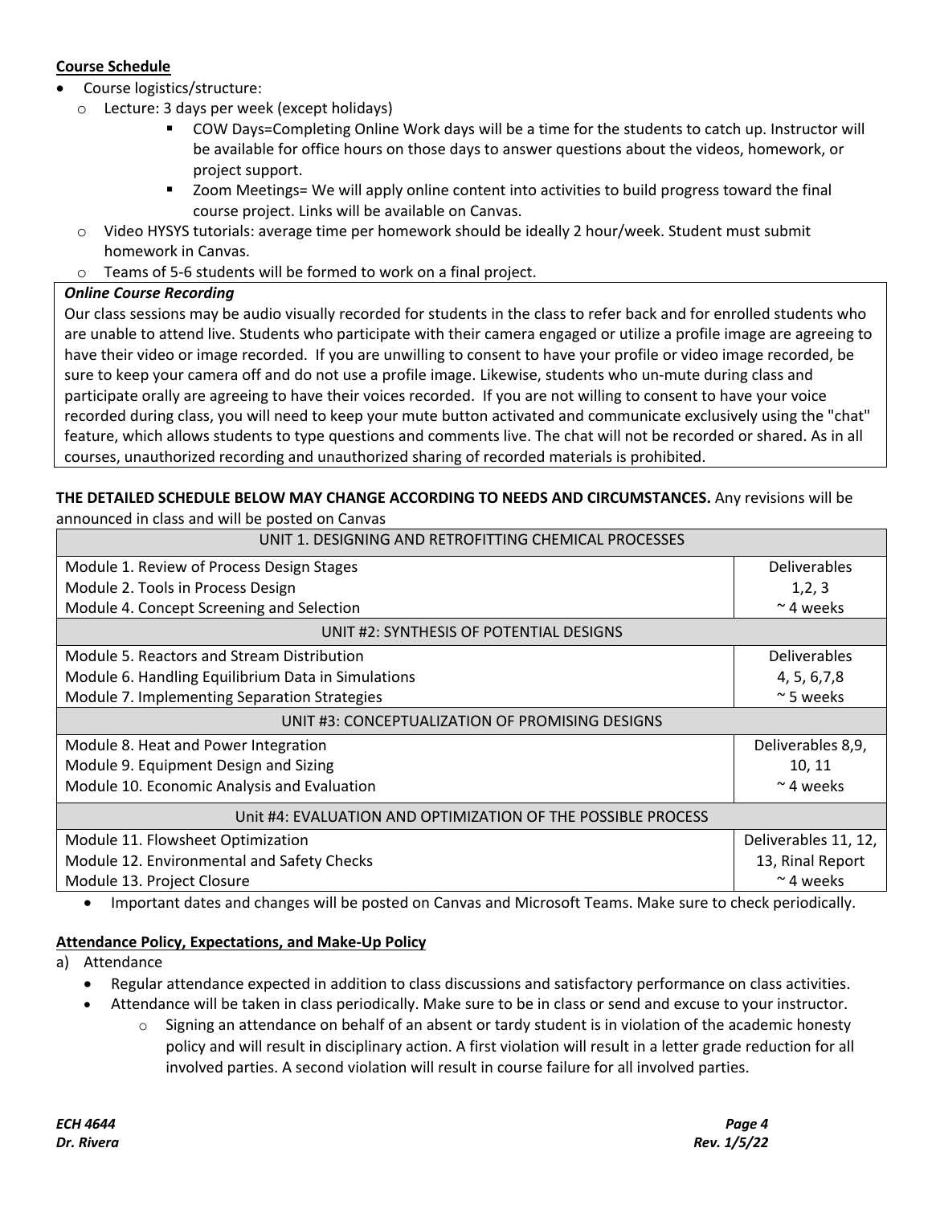**Course Schedule**

- Course logistics/structure:
  - Lecture: 3 days per week (except holidays)
    - COW Days=Completing Online Work days will be a time for the students to catch up. Instructor will be available for office hours on those days to answer questions about the videos, homework, or project support.
    - Zoom Meetings= We will apply online content into activities to build progress toward the final course project. Links will be available on Canvas.
  - Video HYSYS tutorials: average time per homework should be ideally 2 hour/week. Student must submit homework in Canvas.
  - Teams of 5-6 students will be formed to work on a final project.

***Online Course Recording***

Our class sessions may be audio visually recorded for students in the class to refer back and for enrolled students who are unable to attend live. Students who participate with their camera engaged or utilize a profile image are agreeing to have their video or image recorded. If you are unwilling to consent to have your profile or video image recorded, be sure to keep your camera off and do not use a profile image. Likewise, students who un-mute during class and participate orally are agreeing to have their voices recorded. If you are not willing to consent to have your voice recorded during class, you will need to keep your mute button activated and communicate exclusively using the "chat" feature, which allows students to type questions and comments live. The chat will not be recorded or shared. As in all courses, unauthorized recording and unauthorized sharing of recorded materials is prohibited.

**THE DETAILED SCHEDULE BELOW MAY CHANGE ACCORDING TO NEEDS AND CIRCUMSTANCES.** Any revisions will be announced in class and will be posted on Canvas

| UNIT 1. DESIGNING AND RETROFITTING CHEMICAL PROCESSES | |
|---|---|
| Module 1. Review of Process Design Stages<br>Module 2. Tools in Process Design<br>Module 4. Concept Screening and Selection | Deliverables<br>1,2, 3<br>~ 4 weeks |
| **UNIT #2: SYNTHESIS OF POTENTIAL DESIGNS** | |
| Module 5. Reactors and Stream Distribution<br>Module 6. Handling Equilibrium Data in Simulations<br>Module 7. Implementing Separation Strategies | Deliverables<br>4, 5, 6,7,8<br>~ 5 weeks |
| **UNIT #3: CONCEPTUALIZATION OF PROMISING DESIGNS** | |
| Module 8. Heat and Power Integration<br>Module 9. Equipment Design and Sizing<br>Module 10. Economic Analysis and Evaluation | Deliverables 8,9,<br>10, 11<br>~ 4 weeks |
| **Unit #4: EVALUATION AND OPTIMIZATION OF THE POSSIBLE PROCESS** | |
| Module 11. Flowsheet Optimization<br>Module 12. Environmental and Safety Checks<br>Module 13. Project Closure | Deliverables 11, 12,<br>13, Rinal Report<br>~ 4 weeks |

- Important dates and changes will be posted on Canvas and Microsoft Teams. Make sure to check periodically.

**Attendance Policy, Expectations, and Make-Up Policy**

a) Attendance
- Regular attendance expected in addition to class discussions and satisfactory performance on class activities.
- Attendance will be taken in class periodically. Make sure to be in class or send and excuse to your instructor.
  - Signing an attendance on behalf of an absent or tardy student is in violation of the academic honesty policy and will result in disciplinary action. A first violation will result in a letter grade reduction for all involved parties. A second violation will result in course failure for all involved parties.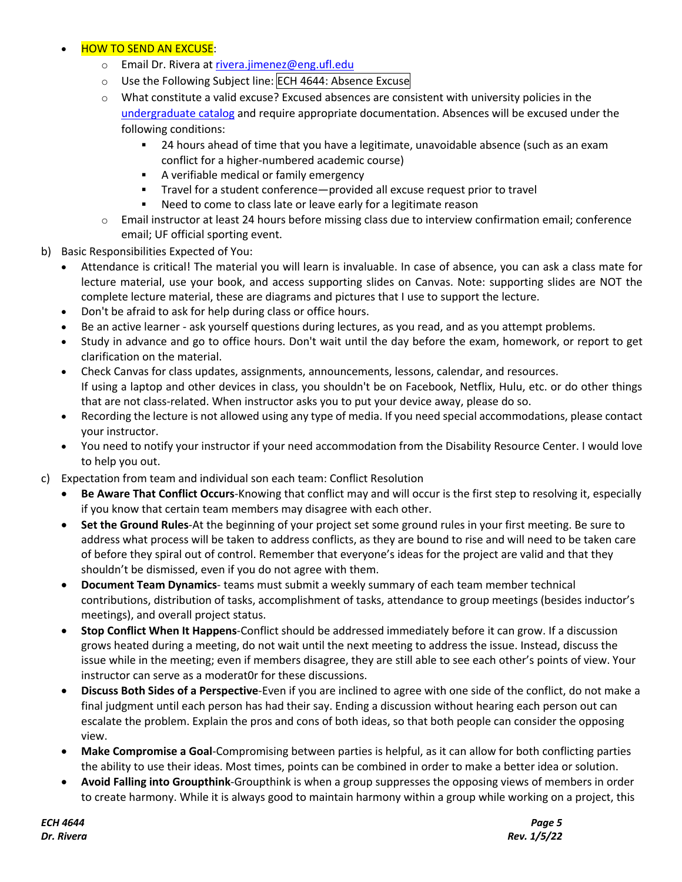- HOW TO SEND AN EXCUSE:
  - Email Dr. Rivera at rivera.jimenez@eng.ufl.edu
  - Use the Following Subject line: ECH 4644: Absence Excuse
  - What constitute a valid excuse? Excused absences are consistent with university policies in the undergraduate catalog and require appropriate documentation. Absences will be excused under the following conditions:
    - 24 hours ahead of time that you have a legitimate, unavoidable absence (such as an exam conflict for a higher-numbered academic course)
    - A verifiable medical or family emergency
    - Travel for a student conference—provided all excuse request prior to travel
    - Need to come to class late or leave early for a legitimate reason
  - Email instructor at least 24 hours before missing class due to interview confirmation email; conference email; UF official sporting event.

b) Basic Responsibilities Expected of You:

- Attendance is critical! The material you will learn is invaluable. In case of absence, you can ask a class mate for lecture material, use your book, and access supporting slides on Canvas. Note: supporting slides are NOT the complete lecture material, these are diagrams and pictures that I use to support the lecture.
- Don't be afraid to ask for help during class or office hours.
- Be an active learner - ask yourself questions during lectures, as you read, and as you attempt problems.
- Study in advance and go to office hours. Don't wait until the day before the exam, homework, or report to get clarification on the material.
- Check Canvas for class updates, assignments, announcements, lessons, calendar, and resources.
  If using a laptop and other devices in class, you shouldn't be on Facebook, Netflix, Hulu, etc. or do other things that are not class-related. When instructor asks you to put your device away, please do so.
- Recording the lecture is not allowed using any type of media. If you need special accommodations, please contact your instructor.
- You need to notify your instructor if your need accommodation from the Disability Resource Center. I would love to help you out.

c) Expectation from team and individual son each team: Conflict Resolution

- **Be Aware That Conflict Occurs**-Knowing that conflict may and will occur is the first step to resolving it, especially if you know that certain team members may disagree with each other.
- **Set the Ground Rules**-At the beginning of your project set some ground rules in your first meeting. Be sure to address what process will be taken to address conflicts, as they are bound to rise and will need to be taken care of before they spiral out of control. Remember that everyone's ideas for the project are valid and that they shouldn't be dismissed, even if you do not agree with them.
- **Document Team Dynamics**- teams must submit a weekly summary of each team member technical contributions, distribution of tasks, accomplishment of tasks, attendance to group meetings (besides inductor's meetings), and overall project status.
- **Stop Conflict When It Happens**-Conflict should be addressed immediately before it can grow. If a discussion grows heated during a meeting, do not wait until the next meeting to address the issue. Instead, discuss the issue while in the meeting; even if members disagree, they are still able to see each other's points of view. Your instructor can serve as a moderat0r for these discussions.
- **Discuss Both Sides of a Perspective**-Even if you are inclined to agree with one side of the conflict, do not make a final judgment until each person has had their say. Ending a discussion without hearing each person out can escalate the problem. Explain the pros and cons of both ideas, so that both people can consider the opposing view.
- **Make Compromise a Goal**-Compromising between parties is helpful, as it can allow for both conflicting parties the ability to use their ideas. Most times, points can be combined in order to make a better idea or solution.
- **Avoid Falling into Groupthink**-Groupthink is when a group suppresses the opposing views of members in order to create harmony. While it is always good to maintain harmony within a group while working on a project, this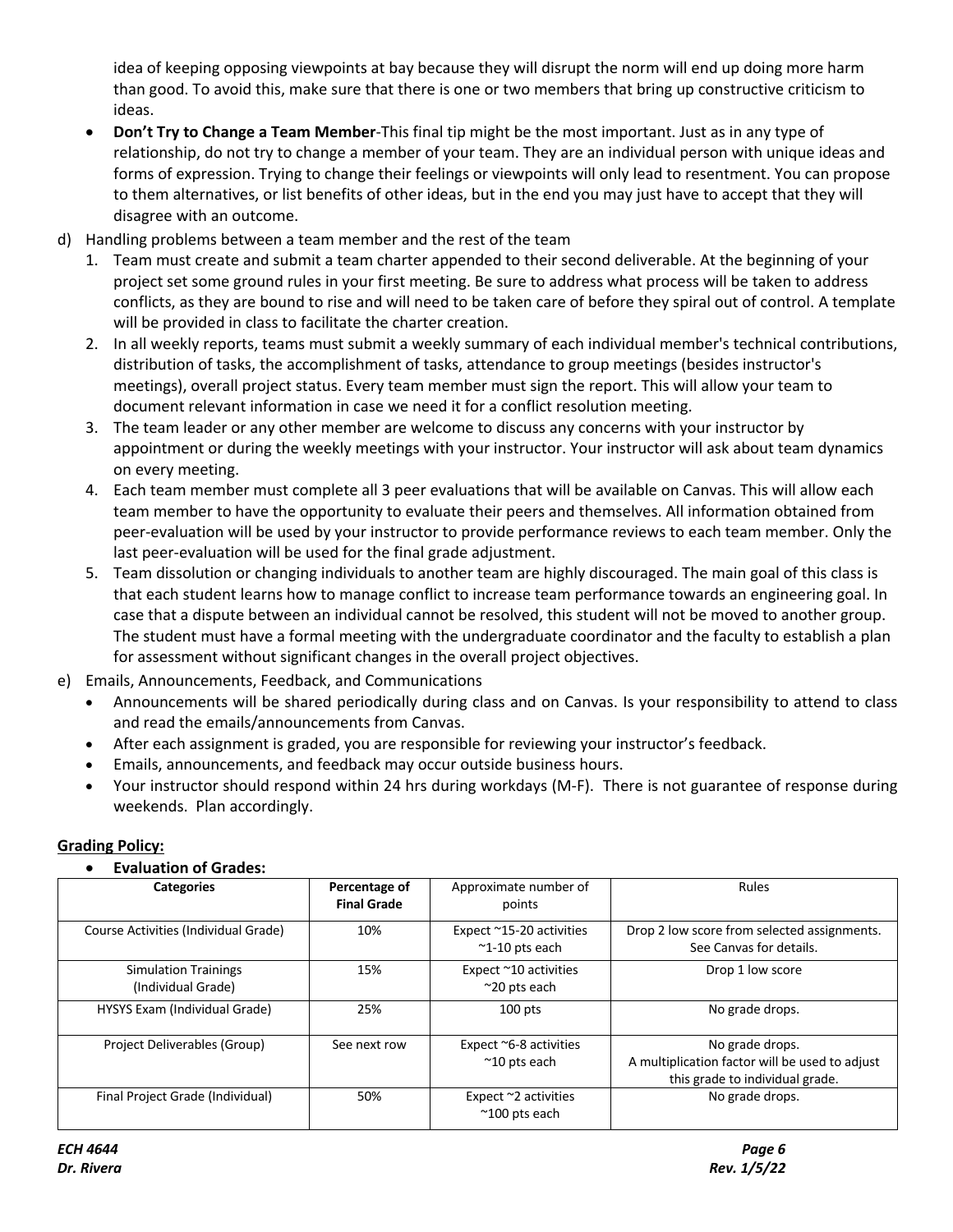idea of keeping opposing viewpoints at bay because they will disrupt the norm will end up doing more harm than good. To avoid this, make sure that there is one or two members that bring up constructive criticism to ideas.

- **Don't Try to Change a Team Member**-This final tip might be the most important. Just as in any type of relationship, do not try to change a member of your team. They are an individual person with unique ideas and forms of expression. Trying to change their feelings or viewpoints will only lead to resentment. You can propose to them alternatives, or list benefits of other ideas, but in the end you may just have to accept that they will disagree with an outcome.

d) Handling problems between a team member and the rest of the team

1. Team must create and submit a team charter appended to their second deliverable. At the beginning of your project set some ground rules in your first meeting. Be sure to address what process will be taken to address conflicts, as they are bound to rise and will need to be taken care of before they spiral out of control. A template will be provided in class to facilitate the charter creation.
2. In all weekly reports, teams must submit a weekly summary of each individual member's technical contributions, distribution of tasks, the accomplishment of tasks, attendance to group meetings (besides instructor's meetings), overall project status. Every team member must sign the report. This will allow your team to document relevant information in case we need it for a conflict resolution meeting.
3. The team leader or any other member are welcome to discuss any concerns with your instructor by appointment or during the weekly meetings with your instructor. Your instructor will ask about team dynamics on every meeting.
4. Each team member must complete all 3 peer evaluations that will be available on Canvas. This will allow each team member to have the opportunity to evaluate their peers and themselves. All information obtained from peer-evaluation will be used by your instructor to provide performance reviews to each team member. Only the last peer-evaluation will be used for the final grade adjustment.
5. Team dissolution or changing individuals to another team are highly discouraged. The main goal of this class is that each student learns how to manage conflict to increase team performance towards an engineering goal. In case that a dispute between an individual cannot be resolved, this student will not be moved to another group. The student must have a formal meeting with the undergraduate coordinator and the faculty to establish a plan for assessment without significant changes in the overall project objectives.

e) Emails, Announcements, Feedback, and Communications

- Announcements will be shared periodically during class and on Canvas. Is your responsibility to attend to class and read the emails/announcements from Canvas.
- After each assignment is graded, you are responsible for reviewing your instructor's feedback.
- Emails, announcements, and feedback may occur outside business hours.
- Your instructor should respond within 24 hrs during workdays (M-F). There is not guarantee of response during weekends. Plan accordingly.

## Grading Policy:

- **Evaluation of Grades:**

| Categories | Percentage of Final Grade | Approximate number of points | Rules |
|---|---|---|---|
| Course Activities (Individual Grade) | 10% | Expect ~15-20 activities ~1-10 pts each | Drop 2 low score from selected assignments. See Canvas for details. |
| Simulation Trainings (Individual Grade) | 15% | Expect ~10 activities ~20 pts each | Drop 1 low score |
| HYSYS Exam (Individual Grade) | 25% | 100 pts | No grade drops. |
| Project Deliverables (Group) | See next row | Expect ~6-8 activities ~10 pts each | No grade drops. A multiplication factor will be used to adjust this grade to individual grade. |
| Final Project Grade (Individual) | 50% | Expect ~2 activities ~100 pts each | No grade drops. |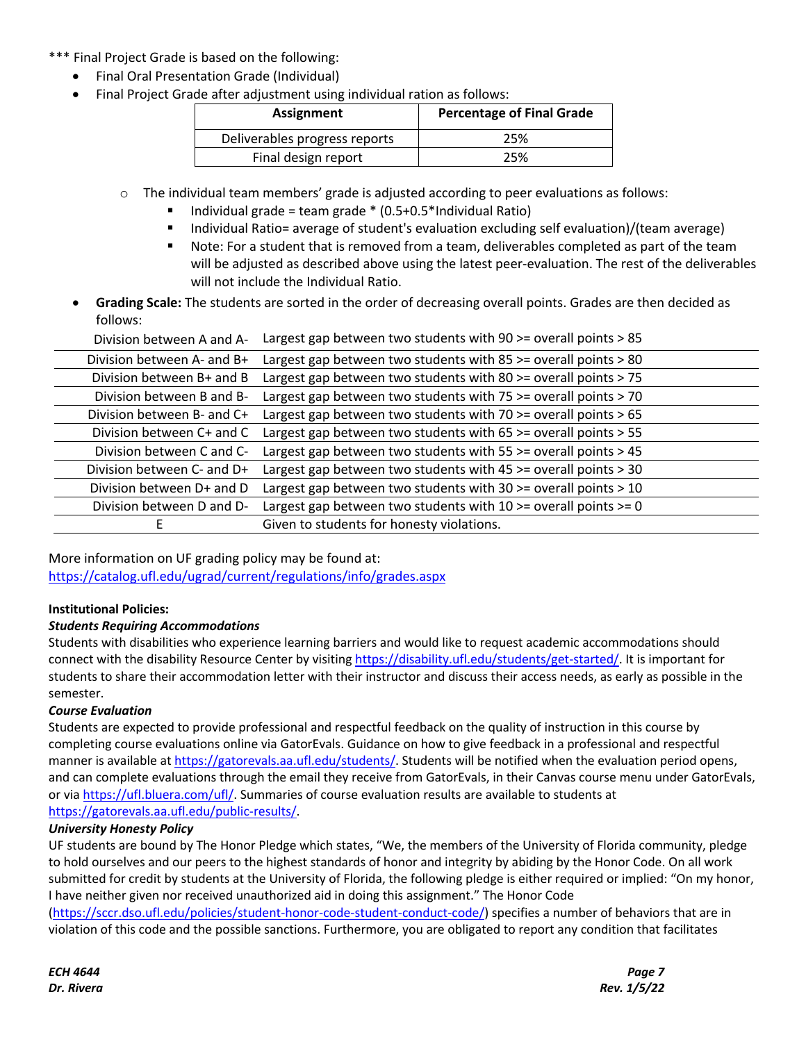*** Final Project Grade is based on the following:

- Final Oral Presentation Grade (Individual)
- Final Project Grade after adjustment using individual ration as follows:

| Assignment | Percentage of Final Grade |
|---|---|
| Deliverables progress reports | 25% |
| Final design report | 25% |

  - The individual team members' grade is adjusted according to peer evaluations as follows:
    - Individual grade = team grade * (0.5+0.5*Individual Ratio)
    - Individual Ratio= average of student's evaluation excluding self evaluation)/(team average)
    - Note: For a student that is removed from a team, deliverables completed as part of the team will be adjusted as described above using the latest peer-evaluation. The rest of the deliverables will not include the Individual Ratio.
- **Grading Scale:** The students are sorted in the order of decreasing overall points. Grades are then decided as follows:

| | |
|---|---|
| Division between A and A- | Largest gap between two students with 90 >= overall points > 85 |
| Division between A- and B+ | Largest gap between two students with 85 >= overall points > 80 |
| Division between B+ and B | Largest gap between two students with 80 >= overall points > 75 |
| Division between B and B- | Largest gap between two students with 75 >= overall points > 70 |
| Division between B- and C+ | Largest gap between two students with 70 >= overall points > 65 |
| Division between C+ and C | Largest gap between two students with 65 >= overall points > 55 |
| Division between C and C- | Largest gap between two students with 55 >= overall points > 45 |
| Division between C- and D+ | Largest gap between two students with 45 >= overall points > 30 |
| Division between D+ and D | Largest gap between two students with 30 >= overall points > 10 |
| Division between D and D- | Largest gap between two students with 10 >= overall points >= 0 |
| E | Given to students for honesty violations. |

More information on UF grading policy may be found at:
https://catalog.ufl.edu/ugrad/current/regulations/info/grades.aspx

**Institutional Policies:**

***Students Requiring Accommodations***

Students with disabilities who experience learning barriers and would like to request academic accommodations should connect with the disability Resource Center by visiting https://disability.ufl.edu/students/get-started/. It is important for students to share their accommodation letter with their instructor and discuss their access needs, as early as possible in the semester.

***Course Evaluation***

Students are expected to provide professional and respectful feedback on the quality of instruction in this course by completing course evaluations online via GatorEvals. Guidance on how to give feedback in a professional and respectful manner is available at https://gatorevals.aa.ufl.edu/students/. Students will be notified when the evaluation period opens, and can complete evaluations through the email they receive from GatorEvals, in their Canvas course menu under GatorEvals, or via https://ufl.bluera.com/ufl/. Summaries of course evaluation results are available to students at https://gatorevals.aa.ufl.edu/public-results/.

***University Honesty Policy***

UF students are bound by The Honor Pledge which states, "We, the members of the University of Florida community, pledge to hold ourselves and our peers to the highest standards of honor and integrity by abiding by the Honor Code. On all work submitted for credit by students at the University of Florida, the following pledge is either required or implied: "On my honor, I have neither given nor received unauthorized aid in doing this assignment." The Honor Code (https://sccr.dso.ufl.edu/policies/student-honor-code-student-conduct-code/) specifies a number of behaviors that are in violation of this code and the possible sanctions. Furthermore, you are obligated to report any condition that facilitates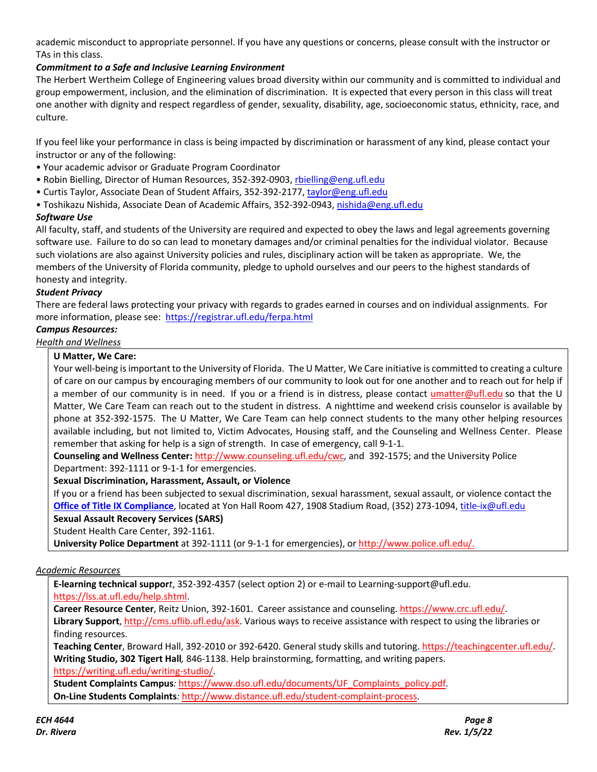academic misconduct to appropriate personnel. If you have any questions or concerns, please consult with the instructor or TAs in this class.

***Commitment to a Safe and Inclusive Learning Environment***

The Herbert Wertheim College of Engineering values broad diversity within our community and is committed to individual and group empowerment, inclusion, and the elimination of discrimination. It is expected that every person in this class will treat one another with dignity and respect regardless of gender, sexuality, disability, age, socioeconomic status, ethnicity, race, and culture.

If you feel like your performance in class is being impacted by discrimination or harassment of any kind, please contact your instructor or any of the following:

- Your academic advisor or Graduate Program Coordinator
- Robin Bielling, Director of Human Resources, 352-392-0903, rbielling@eng.ufl.edu
- Curtis Taylor, Associate Dean of Student Affairs, 352-392-2177, taylor@eng.ufl.edu
- Toshikazu Nishida, Associate Dean of Academic Affairs, 352-392-0943, nishida@eng.ufl.edu

***Software Use***

All faculty, staff, and students of the University are required and expected to obey the laws and legal agreements governing software use. Failure to do so can lead to monetary damages and/or criminal penalties for the individual violator. Because such violations are also against University policies and rules, disciplinary action will be taken as appropriate. We, the members of the University of Florida community, pledge to uphold ourselves and our peers to the highest standards of honesty and integrity.

***Student Privacy***

There are federal laws protecting your privacy with regards to grades earned in courses and on individual assignments. For more information, please see: https://registrar.ufl.edu/ferpa.html

***Campus Resources:***

*Health and Wellness*

**U Matter, We Care:**
Your well-being is important to the University of Florida. The U Matter, We Care initiative is committed to creating a culture of care on our campus by encouraging members of our community to look out for one another and to reach out for help if a member of our community is in need. If you or a friend is in distress, please contact umatter@ufl.edu so that the U Matter, We Care Team can reach out to the student in distress. A nighttime and weekend crisis counselor is available by phone at 352-392-1575. The U Matter, We Care Team can help connect students to the many other helping resources available including, but not limited to, Victim Advocates, Housing staff, and the Counseling and Wellness Center. Please remember that asking for help is a sign of strength. In case of emergency, call 9-1-1.

**Counseling and Wellness Center:** http://www.counseling.ufl.edu/cwc, and 392-1575; and the University Police Department: 392-1111 or 9-1-1 for emergencies.

**Sexual Discrimination, Harassment, Assault, or Violence**
If you or a friend has been subjected to sexual discrimination, sexual harassment, sexual assault, or violence contact the **Office of Title IX Compliance**, located at Yon Hall Room 427, 1908 Stadium Road, (352) 273-1094, title-ix@ufl.edu

**Sexual Assault Recovery Services (SARS)**
Student Health Care Center, 392-1161.

**University Police Department** at 392-1111 (or 9-1-1 for emergencies), or http://www.police.ufl.edu/.

*Academic Resources*

**E-learning technical support**, 352-392-4357 (select option 2) or e-mail to Learning-support@ufl.edu. https://lss.at.ufl.edu/help.shtml.

**Career Resource Center**, Reitz Union, 392-1601. Career assistance and counseling. https://www.crc.ufl.edu/.

**Library Support**, http://cms.uflib.ufl.edu/ask. Various ways to receive assistance with respect to using the libraries or finding resources.

**Teaching Center**, Broward Hall, 392-2010 or 392-6420. General study skills and tutoring. https://teachingcenter.ufl.edu/.

**Writing Studio, 302 Tigert Hall**, 846-1138. Help brainstorming, formatting, and writing papers. https://writing.ufl.edu/writing-studio/.

**Student Complaints Campus**: https://www.dso.ufl.edu/documents/UF_Complaints_policy.pdf.

**On-Line Students Complaints**: http://www.distance.ufl.edu/student-complaint-process.